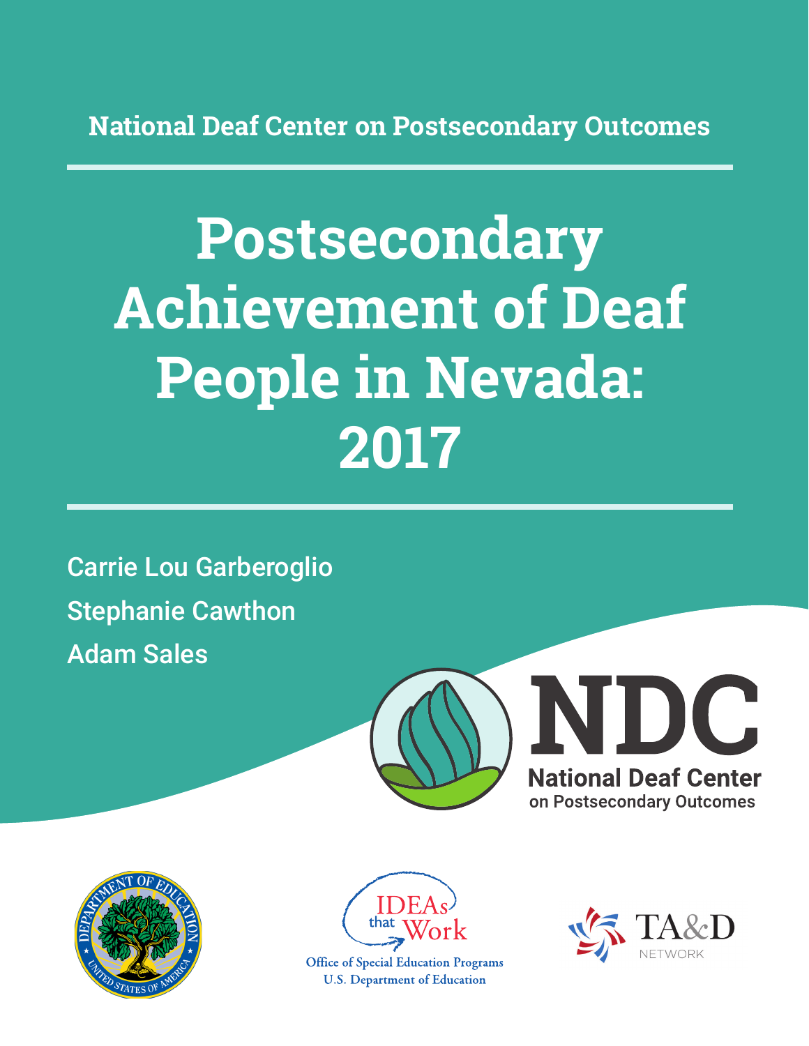National Deaf Center on Postsecondary Outcomes

# Postsecondary Achievement of Deaf People in Nevada: 2017

Carrie Lou Garberoglio

Stephanie Cawthon

Adam Sales

NDC

National Deaf Center on Postsecondary Outcomes

IDEAs that Work

Office of Special Education Programs
U.S. Department of Education

TA&D NETWORK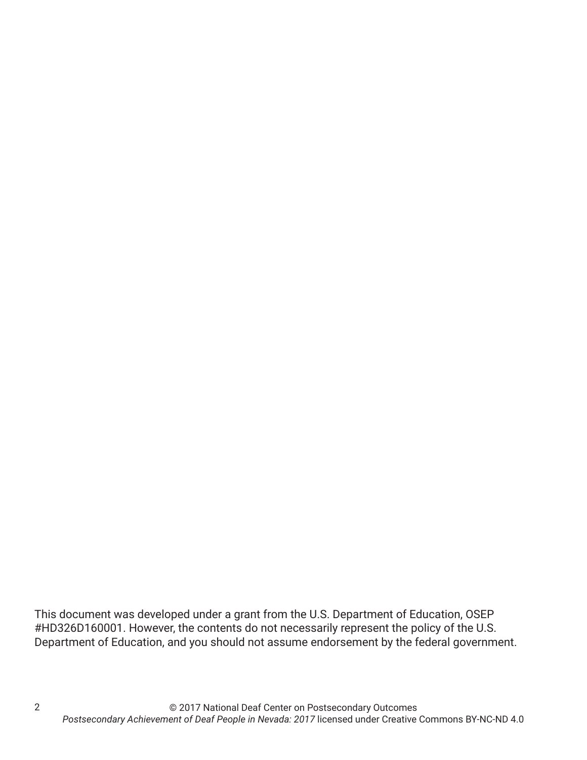This document was developed under a grant from the U.S. Department of Education, OSEP #HD326D160001. However, the contents do not necessarily represent the policy of the U.S. Department of Education, and you should not assume endorsement by the federal government.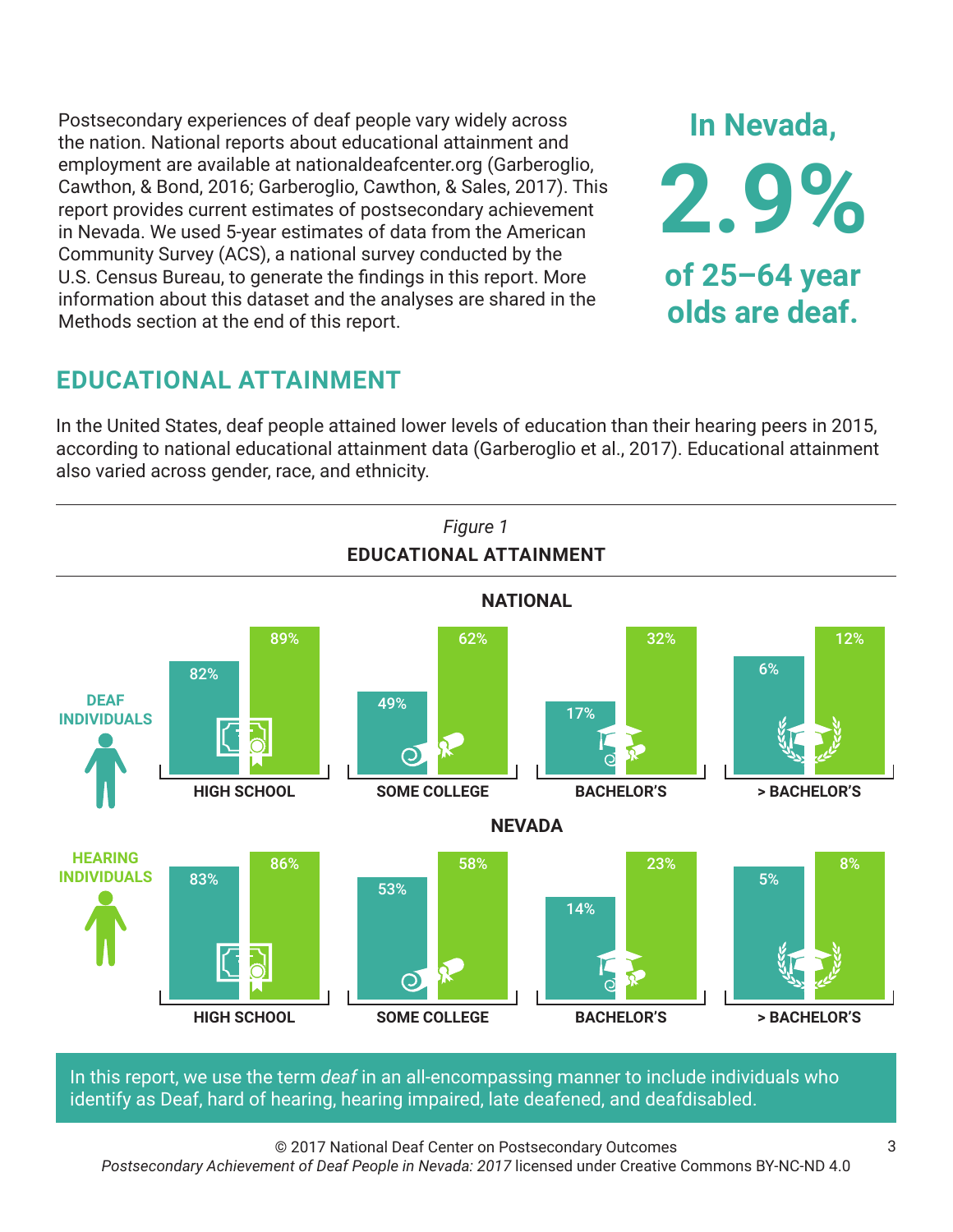Postsecondary experiences of deaf people vary widely across the nation. National reports about educational attainment and employment are available at nationaldeafcenter.org (Garberoglio, Cawthon, & Bond, 2016; Garberoglio, Cawthon, & Sales, 2017). This report provides current estimates of postsecondary achievement in Nevada. We used 5-year estimates of data from the American Community Survey (ACS), a national survey conducted by the U.S. Census Bureau, to generate the findings in this report. More information about this dataset and the analyses are shared in the Methods section at the end of this report.

**In Nevada, 2.9% of 25–64 year olds are deaf.**

## EDUCATIONAL ATTAINMENT

In the United States, deaf people attained lower levels of education than their hearing peers in 2015, according to national educational attainment data (Garberoglio et al., 2017). Educational attainment also varied across gender, race, and ethnicity.

*Figure 1*

**EDUCATIONAL ATTAINMENT**

**NATIONAL**

| | HIGH SCHOOL | SOME COLLEGE | BACHELOR'S | > BACHELOR'S |
|---|---|---|---|---|
| DEAF INDIVIDUALS | 82% | 49% | 17% | 6% |
| HEARING INDIVIDUALS | 89% | 62% | 32% | 12% |

**NEVADA**

| | HIGH SCHOOL | SOME COLLEGE | BACHELOR'S | > BACHELOR'S |
|---|---|---|---|---|
| DEAF INDIVIDUALS | 83% | 53% | 14% | 5% |
| HEARING INDIVIDUALS | 86% | 58% | 23% | 8% |

In this report, we use the term *deaf* in an all-encompassing manner to include individuals who identify as Deaf, hard of hearing, hearing impaired, late deafened, and deafdisabled.

© 2017 National Deaf Center on Postsecondary Outcomes
*Postsecondary Achievement of Deaf People in Nevada: 2017* licensed under Creative Commons BY-NC-ND 4.0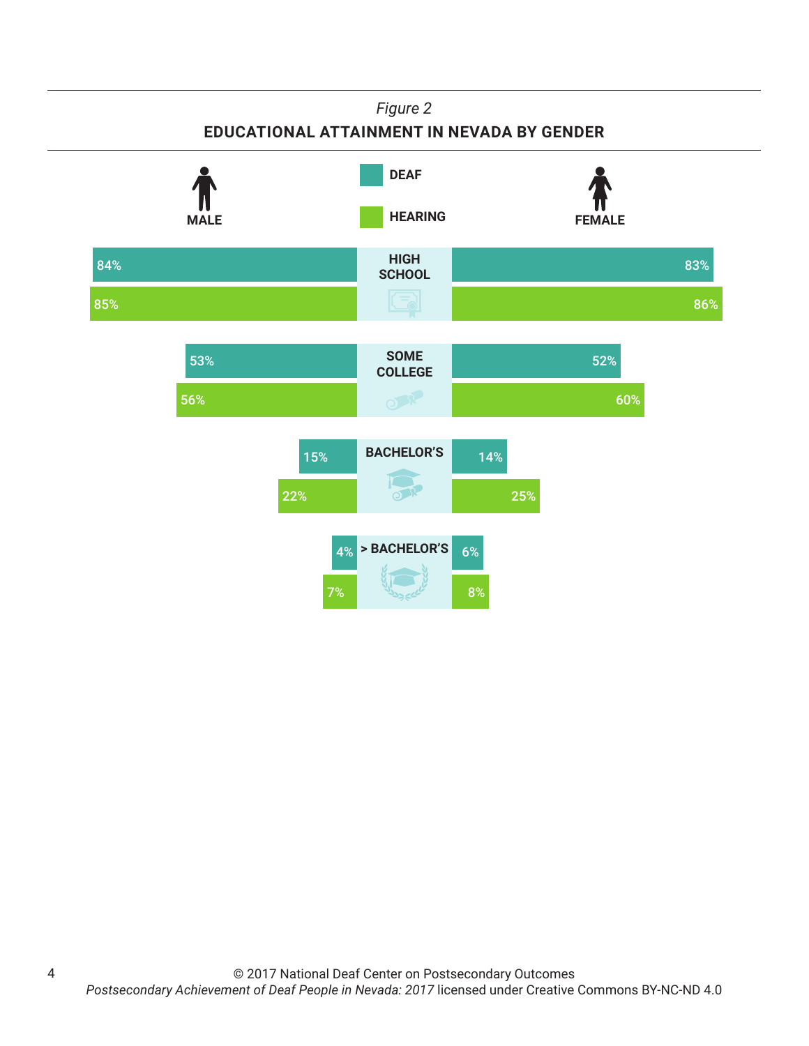*Figure 2*

**EDUCATIONAL ATTAINMENT IN NEVADA BY GENDER**

| | Male – Deaf | Male – Hearing | Female – Deaf | Female – Hearing |
|---|---|---|---|---|
| HIGH SCHOOL | 84% | 85% | 83% | 86% |
| SOME COLLEGE | 53% | 56% | 52% | 60% |
| BACHELOR'S | 15% | 22% | 14% | 25% |
| > BACHELOR'S | 4% | 7% | 6% | 8% |

© 2017 National Deaf Center on Postsecondary Outcomes
*Postsecondary Achievement of Deaf People in Nevada: 2017* licensed under Creative Commons BY-NC-ND 4.0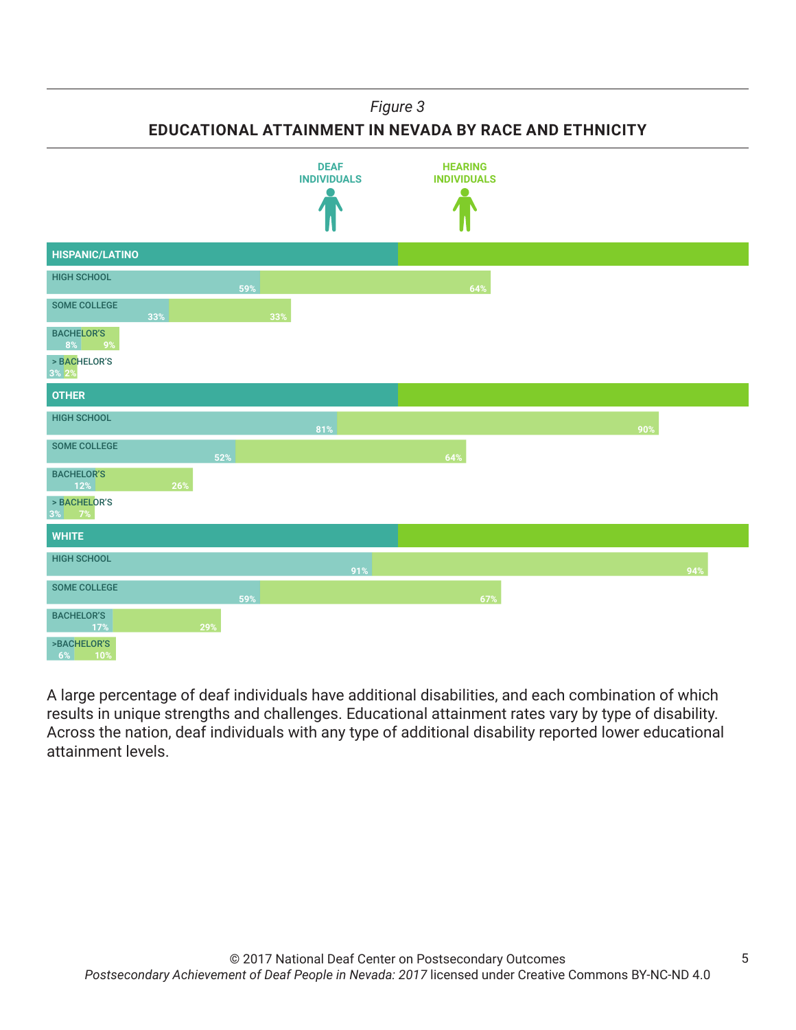*Figure 3*

**EDUCATIONAL ATTAINMENT IN NEVADA BY RACE AND ETHNICITY**

| | DEAF INDIVIDUALS | HEARING INDIVIDUALS |
|---|---|---|
| **HISPANIC/LATINO** | | |
| HIGH SCHOOL | 59% | 64% |
| SOME COLLEGE | 33% | 33% |
| BACHELOR'S | 8% | 9% |
| > BACHELOR'S | 3% | 2% |
| **OTHER** | | |
| HIGH SCHOOL | 81% | 90% |
| SOME COLLEGE | 52% | 64% |
| BACHELOR'S | 12% | 26% |
| > BACHELOR'S | 3% | 7% |
| **WHITE** | | |
| HIGH SCHOOL | 91% | 94% |
| SOME COLLEGE | 59% | 67% |
| BACHELOR'S | 17% | 29% |
| >BACHELOR'S | 6% | 10% |

A large percentage of deaf individuals have additional disabilities, and each combination of which results in unique strengths and challenges. Educational attainment rates vary by type of disability. Across the nation, deaf individuals with any type of additional disability reported lower educational attainment levels.

© 2017 National Deaf Center on Postsecondary Outcomes
*Postsecondary Achievement of Deaf People in Nevada: 2017* licensed under Creative Commons BY-NC-ND 4.0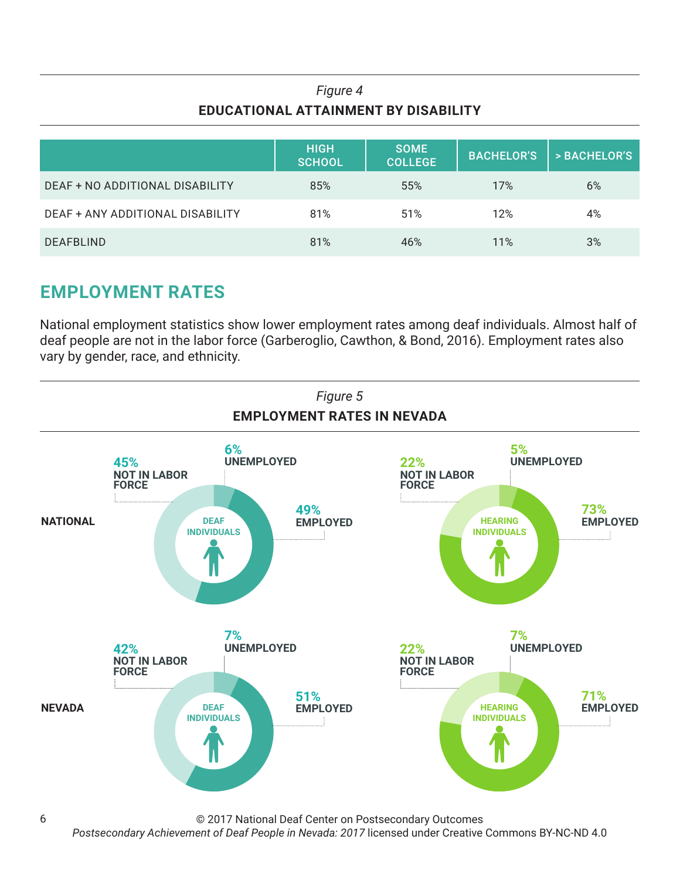*Figure 4*

**EDUCATIONAL ATTAINMENT BY DISABILITY**

| | HIGH SCHOOL | SOME COLLEGE | BACHELOR'S | > BACHELOR'S |
|---|---|---|---|---|
| DEAF + NO ADDITIONAL DISABILITY | 85% | 55% | 17% | 6% |
| DEAF + ANY ADDITIONAL DISABILITY | 81% | 51% | 12% | 4% |
| DEAFBLIND | 81% | 46% | 11% | 3% |

## EMPLOYMENT RATES

National employment statistics show lower employment rates among deaf individuals. Almost half of deaf people are not in the labor force (Garberoglio, Cawthon, & Bond, 2016). Employment rates also vary by gender, race, and ethnicity.

*Figure 5*

**EMPLOYMENT RATES IN NEVADA**

| | | Employed | Unemployed | Not in Labor Force |
|---|---|---|---|---|
| NATIONAL | Deaf Individuals | 49% | 6% | 45% |
| NATIONAL | Hearing Individuals | 73% | 5% | 22% |
| NEVADA | Deaf Individuals | 51% | 7% | 42% |
| NEVADA | Hearing Individuals | 71% | 7% | 22% |

© 2017 National Deaf Center on Postsecondary Outcomes
*Postsecondary Achievement of Deaf People in Nevada: 2017* licensed under Creative Commons BY-NC-ND 4.0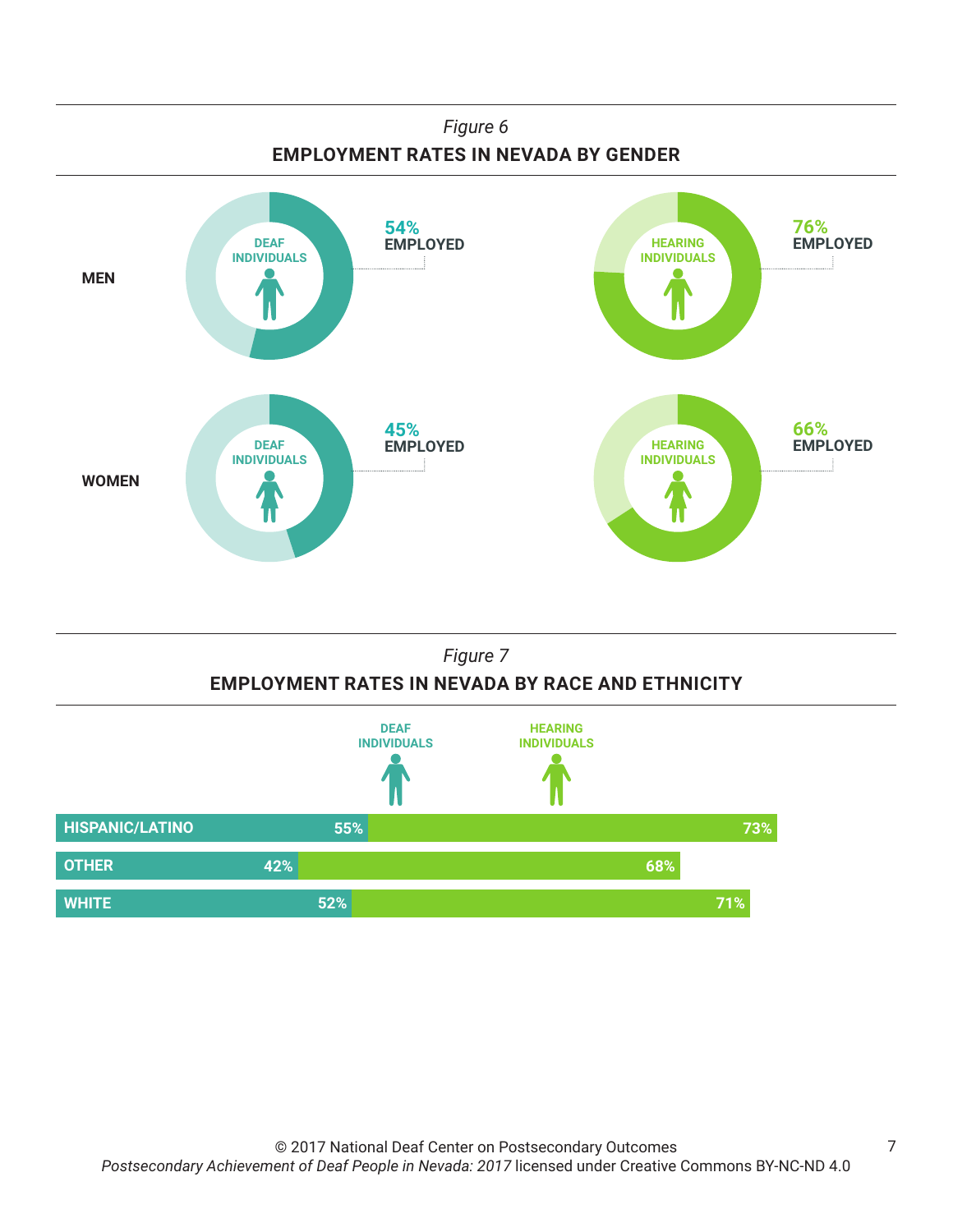*Figure 6*

**EMPLOYMENT RATES IN NEVADA BY GENDER**

| | DEAF INDIVIDUALS | HEARING INDIVIDUALS |
|---|---|---|
| **MEN** | 54% EMPLOYED | 76% EMPLOYED |
| **WOMEN** | 45% EMPLOYED | 66% EMPLOYED |

*Figure 7*

**EMPLOYMENT RATES IN NEVADA BY RACE AND ETHNICITY**

| | DEAF INDIVIDUALS | HEARING INDIVIDUALS |
|---|---|---|
| HISPANIC/LATINO | 55% | 73% |
| OTHER | 42% | 68% |
| WHITE | 52% | 71% |

© 2017 National Deaf Center on Postsecondary Outcomes
*Postsecondary Achievement of Deaf People in Nevada: 2017* licensed under Creative Commons BY-NC-ND 4.0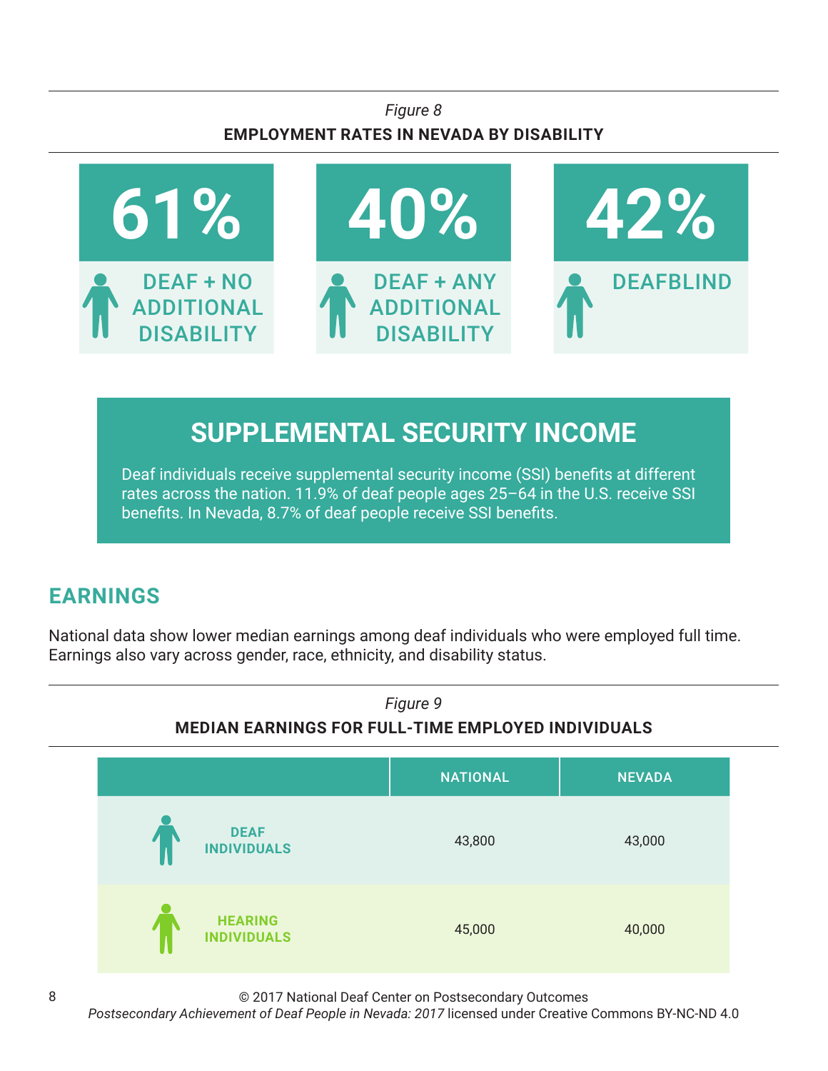*Figure 8*

**EMPLOYMENT RATES IN NEVADA BY DISABILITY**

**61%** DEAF + NO ADDITIONAL DISABILITY

**40%** DEAF + ANY ADDITIONAL DISABILITY

**42%** DEAFBLIND

## SUPPLEMENTAL SECURITY INCOME

Deaf individuals receive supplemental security income (SSI) benefits at different rates across the nation. 11.9% of deaf people ages 25–64 in the U.S. receive SSI benefits. In Nevada, 8.7% of deaf people receive SSI benefits.

## EARNINGS

National data show lower median earnings among deaf individuals who were employed full time. Earnings also vary across gender, race, ethnicity, and disability status.

*Figure 9*

**MEDIAN EARNINGS FOR FULL-TIME EMPLOYED INDIVIDUALS**

| | NATIONAL | NEVADA |
|---|---|---|
| DEAF INDIVIDUALS | 43,800 | 43,000 |
| HEARING INDIVIDUALS | 45,000 | 40,000 |

© 2017 National Deaf Center on Postsecondary Outcomes
*Postsecondary Achievement of Deaf People in Nevada: 2017* licensed under Creative Commons BY-NC-ND 4.0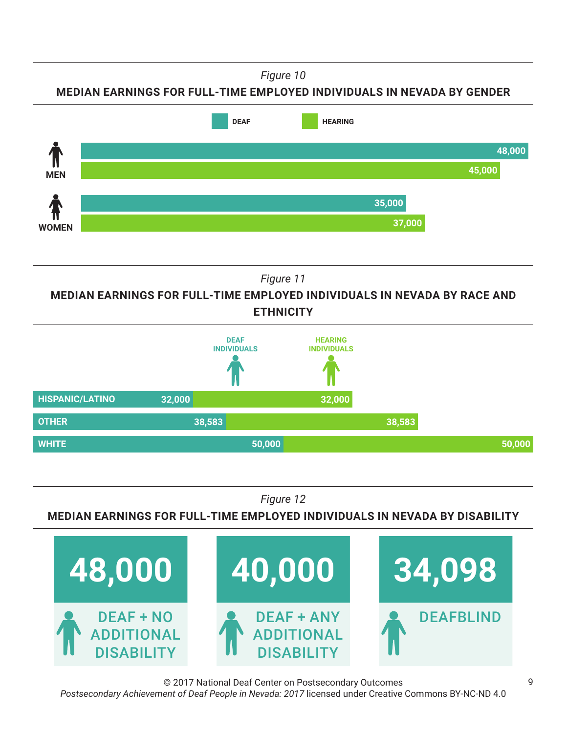*Figure 10*

**MEDIAN EARNINGS FOR FULL-TIME EMPLOYED INDIVIDUALS IN NEVADA BY GENDER**

| | DEAF | HEARING |
|---|---|---|
| MEN | 48,000 | 45,000 |
| WOMEN | 35,000 | 37,000 |

*Figure 11*

**MEDIAN EARNINGS FOR FULL-TIME EMPLOYED INDIVIDUALS IN NEVADA BY RACE AND ETHNICITY**

| | DEAF INDIVIDUALS | HEARING INDIVIDUALS |
|---|---|---|
| HISPANIC/LATINO | 32,000 | 32,000 |
| OTHER | 38,583 | 38,583 |
| WHITE | 50,000 | 50,000 |

*Figure 12*

**MEDIAN EARNINGS FOR FULL-TIME EMPLOYED INDIVIDUALS IN NEVADA BY DISABILITY**

| DEAF + NO ADDITIONAL DISABILITY | DEAF + ANY ADDITIONAL DISABILITY | DEAFBLIND |
|---|---|---|
| 48,000 | 40,000 | 34,098 |

© 2017 National Deaf Center on Postsecondary Outcomes
*Postsecondary Achievement of Deaf People in Nevada: 2017* licensed under Creative Commons BY-NC-ND 4.0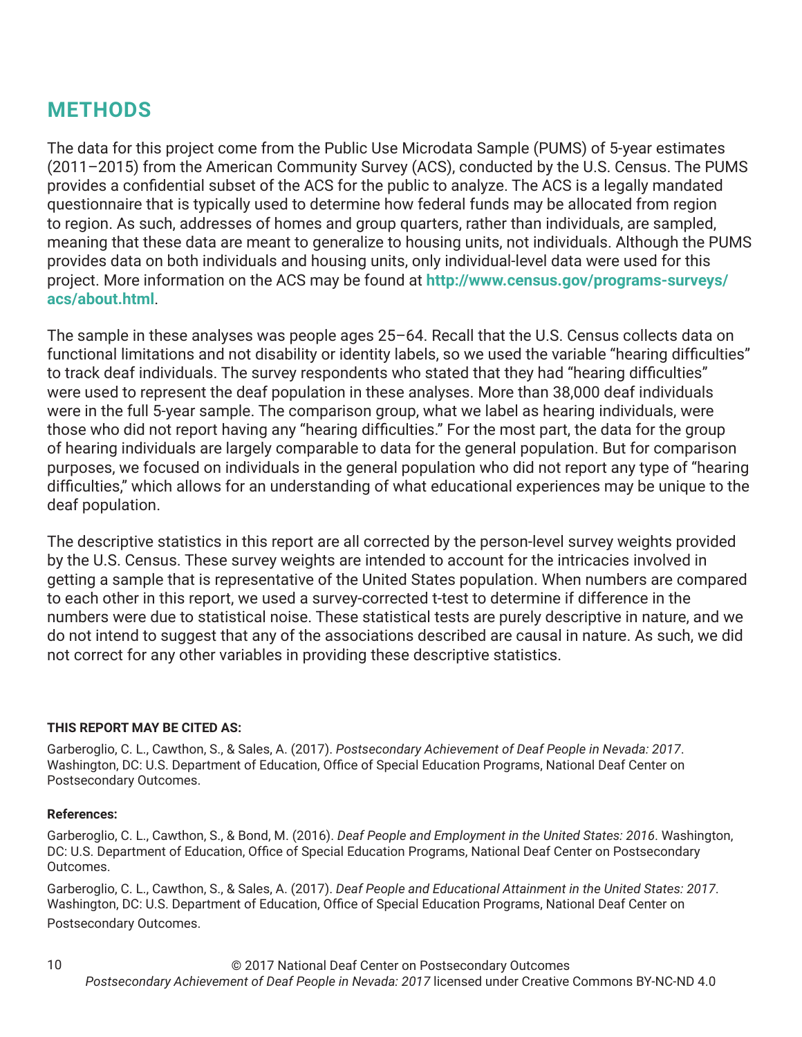## METHODS

The data for this project come from the Public Use Microdata Sample (PUMS) of 5-year estimates (2011–2015) from the American Community Survey (ACS), conducted by the U.S. Census. The PUMS provides a confidential subset of the ACS for the public to analyze. The ACS is a legally mandated questionnaire that is typically used to determine how federal funds may be allocated from region to region. As such, addresses of homes and group quarters, rather than individuals, are sampled, meaning that these data are meant to generalize to housing units, not individuals. Although the PUMS provides data on both individuals and housing units, only individual-level data were used for this project. More information on the ACS may be found at **http://www.census.gov/programs-surveys/acs/about.html**.

The sample in these analyses was people ages 25–64. Recall that the U.S. Census collects data on functional limitations and not disability or identity labels, so we used the variable "hearing difficulties" to track deaf individuals. The survey respondents who stated that they had "hearing difficulties" were used to represent the deaf population in these analyses. More than 38,000 deaf individuals were in the full 5-year sample. The comparison group, what we label as hearing individuals, were those who did not report having any "hearing difficulties." For the most part, the data for the group of hearing individuals are largely comparable to data for the general population. But for comparison purposes, we focused on individuals in the general population who did not report any type of "hearing difficulties," which allows for an understanding of what educational experiences may be unique to the deaf population.

The descriptive statistics in this report are all corrected by the person-level survey weights provided by the U.S. Census. These survey weights are intended to account for the intricacies involved in getting a sample that is representative of the United States population. When numbers are compared to each other in this report, we used a survey-corrected t-test to determine if difference in the numbers were due to statistical noise. These statistical tests are purely descriptive in nature, and we do not intend to suggest that any of the associations described are causal in nature. As such, we did not correct for any other variables in providing these descriptive statistics.

**THIS REPORT MAY BE CITED AS:**

Garberoglio, C. L., Cawthon, S., & Sales, A. (2017). *Postsecondary Achievement of Deaf People in Nevada: 2017*. Washington, DC: U.S. Department of Education, Office of Special Education Programs, National Deaf Center on Postsecondary Outcomes.

**References:**

Garberoglio, C. L., Cawthon, S., & Bond, M. (2016). *Deaf People and Employment in the United States: 2016*. Washington, DC: U.S. Department of Education, Office of Special Education Programs, National Deaf Center on Postsecondary Outcomes.

Garberoglio, C. L., Cawthon, S., & Sales, A. (2017). *Deaf People and Educational Attainment in the United States: 2017*. Washington, DC: U.S. Department of Education, Office of Special Education Programs, National Deaf Center on Postsecondary Outcomes.

© 2017 National Deaf Center on Postsecondary Outcomes
*Postsecondary Achievement of Deaf People in Nevada: 2017* licensed under Creative Commons BY-NC-ND 4.0